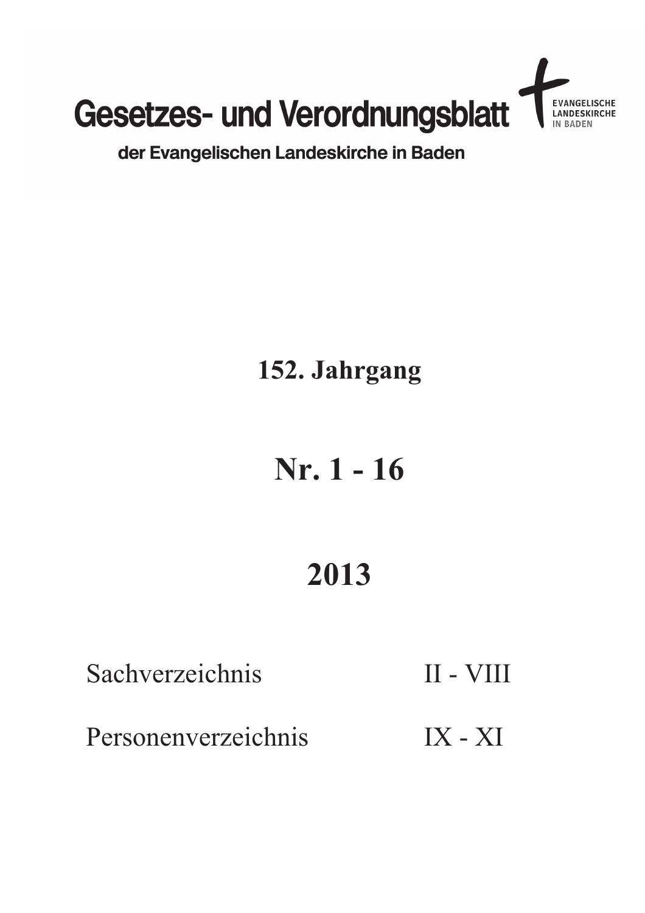# Gesetzes- und Verordnungsblatt

EVANGELISCHE LANDESKIRCHE IN BADEN

## der Evangelischen Landeskirche in Baden

**152. Jahrgang**

**Nr. 1 - 16**

**2013**

| | |
|---|---|
| Sachverzeichnis | II - VIII |
| Personenverzeichnis | IX - XI |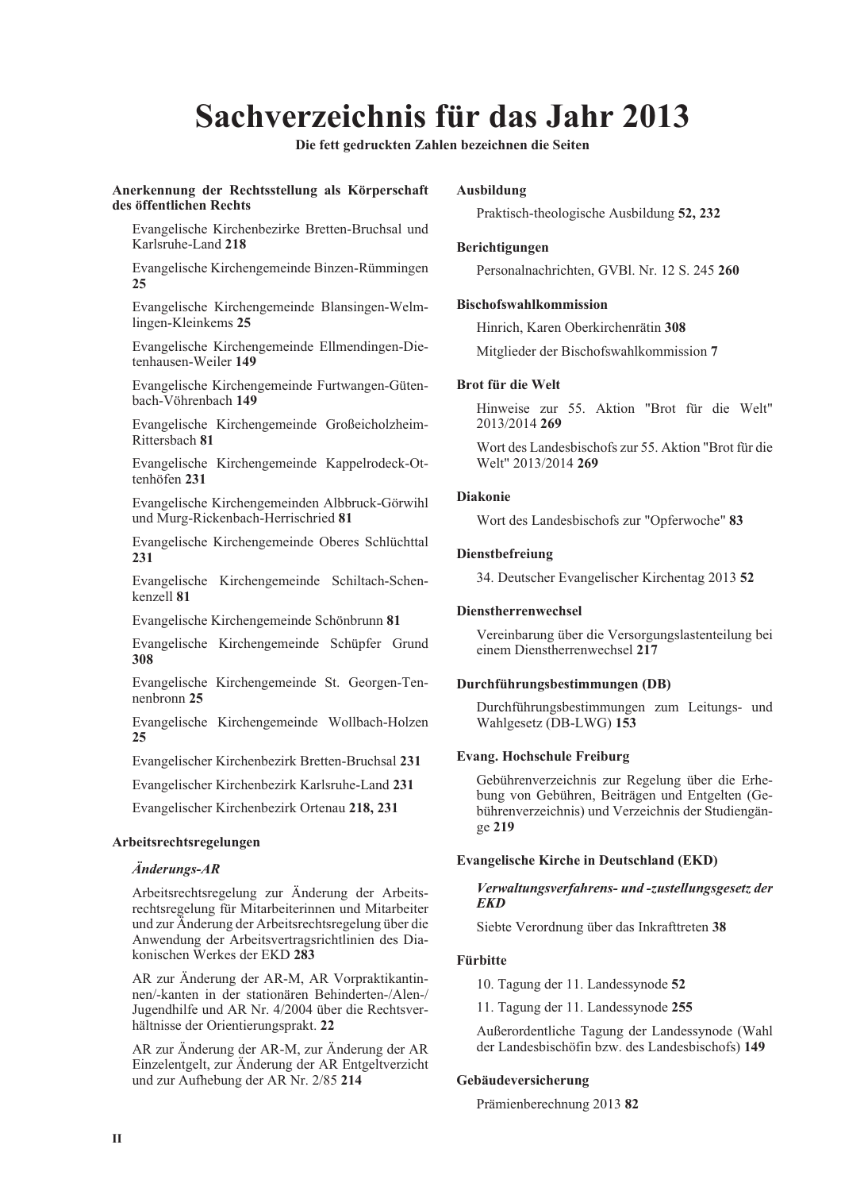# Sachverzeichnis für das Jahr 2013

**Die fett gedruckten Zahlen bezeichnen die Seiten**

**Anerkennung der Rechtsstellung als Körperschaft des öffentlichen Rechts**

Evangelische Kirchenbezirke Bretten-Bruchsal und Karlsruhe-Land **218**

Evangelische Kirchengemeinde Binzen-Rümmingen **25**

Evangelische Kirchengemeinde Blansingen-Welmlingen-Kleinkems **25**

Evangelische Kirchengemeinde Ellmendingen-Dietenhausen-Weiler **149**

Evangelische Kirchengemeinde Furtwangen-Gütenbach-Vöhrenbach **149**

Evangelische Kirchengemeinde Großeicholzheim-Rittersbach **81**

Evangelische Kirchengemeinde Kappelrodeck-Ottenhöfen **231**

Evangelische Kirchengemeinden Albbruck-Görwihl und Murg-Rickenbach-Herrischried **81**

Evangelische Kirchengemeinde Oberes Schlüchttal **231**

Evangelische Kirchengemeinde Schiltach-Schenkenzell **81**

Evangelische Kirchengemeinde Schönbrunn **81**

Evangelische Kirchengemeinde Schüpfer Grund **308**

Evangelische Kirchengemeinde St. Georgen-Tennenbronn **25**

Evangelische Kirchengemeinde Wollbach-Holzen **25**

Evangelischer Kirchenbezirk Bretten-Bruchsal **231**

Evangelischer Kirchenbezirk Karlsruhe-Land **231**

Evangelischer Kirchenbezirk Ortenau **218, 231**

**Arbeitsrechtsregelungen**

***Änderungs-AR***

Arbeitsrechtsregelung zur Änderung der Arbeitsrechtsregelung für Mitarbeiterinnen und Mitarbeiter und zur Änderung der Arbeitsrechtsregelung über die Anwendung der Arbeitsvertragsrichtlinien des Diakonischen Werkes der EKD **283**

AR zur Änderung der AR-M, AR Vorpraktikantinnen/-kanten in der stationären Behinderten-/Alen-/Jugendhilfe und AR Nr. 4/2004 über die Rechtsverhältnisse der Orientierungsprakt. **22**

AR zur Änderung der AR-M, zur Änderung der AR Einzelentgelt, zur Änderung der AR Entgeltverzicht und zur Aufhebung der AR Nr. 2/85 **214**

**Ausbildung**

Praktisch-theologische Ausbildung **52, 232**

**Berichtigungen**

Personalnachrichten, GVBl. Nr. 12 S. 245 **260**

**Bischofswahlkommission**

Hinrich, Karen Oberkirchenrätin **308**

Mitglieder der Bischofswahlkommission **7**

**Brot für die Welt**

Hinweise zur 55. Aktion "Brot für die Welt" 2013/2014 **269**

Wort des Landesbischofs zur 55. Aktion "Brot für die Welt" 2013/2014 **269**

**Diakonie**

Wort des Landesbischofs zur "Opferwoche" **83**

**Dienstbefreiung**

34. Deutscher Evangelischer Kirchentag 2013 **52**

**Dienstherrenwechsel**

Vereinbarung über die Versorgungslastenteilung bei einem Dienstherrenwechsel **217**

**Durchführungsbestimmungen (DB)**

Durchführungsbestimmungen zum Leitungs- und Wahlgesetz (DB-LWG) **153**

**Evang. Hochschule Freiburg**

Gebührenverzeichnis zur Regelung über die Erhebung von Gebühren, Beiträgen und Entgelten (Gebührenverzeichnis) und Verzeichnis der Studiengänge **219**

**Evangelische Kirche in Deutschland (EKD)**

***Verwaltungsverfahrens- und -zustellungsgesetz der EKD***

Siebte Verordnung über das Inkrafttreten **38**

**Fürbitte**

10. Tagung der 11. Landessynode **52**

11. Tagung der 11. Landessynode **255**

Außerordentliche Tagung der Landessynode (Wahl der Landesbischöfin bzw. des Landesbischofs) **149**

**Gebäudeversicherung**

Prämienberechnung 2013 **82**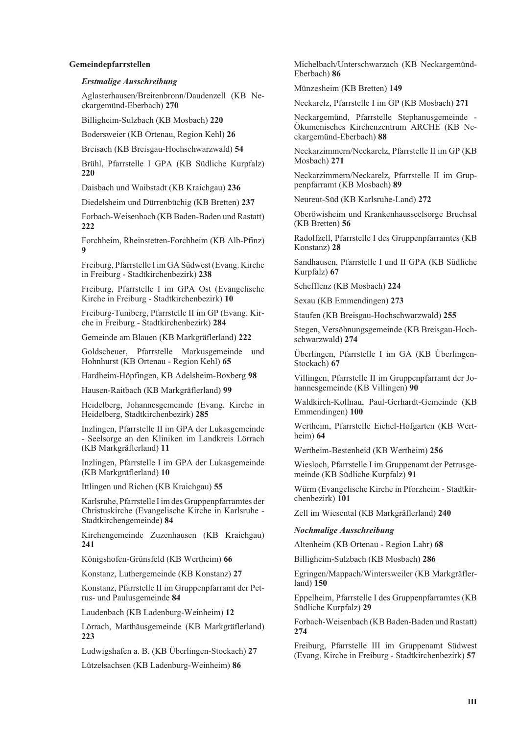**Gemeindepfarrstellen**

***Erstmalige Ausschreibung***

Aglasterhausen/Breitenbronn/Daudenzell (KB Neckargemünd-Eberbach) **270**

Billigheim-Sulzbach (KB Mosbach) **220**

Bodersweier (KB Ortenau, Region Kehl) **26**

Breisach (KB Breisgau-Hochschwarzwald) **54**

Brühl, Pfarrstelle I GPA (KB Südliche Kurpfalz) **220**

Daisbach und Waibstadt (KB Kraichgau) **236**

Diedelsheim und Dürrenbüchig (KB Bretten) **237**

Forbach-Weisenbach (KB Baden-Baden und Rastatt) **222**

Forchheim, Rheinstetten-Forchheim (KB Alb-Pfinz) **9**

Freiburg, Pfarrstelle I im GA Südwest (Evang. Kirche in Freiburg - Stadtkirchenbezirk) **238**

Freiburg, Pfarrstelle I im GPA Ost (Evangelische Kirche in Freiburg - Stadtkirchenbezirk) **10**

Freiburg-Tuniberg, Pfarrstelle II im GP (Evang. Kirche in Freiburg - Stadtkirchenbezirk) **284**

Gemeinde am Blauen (KB Markgräflerland) **222**

Goldscheuer, Pfarrstelle Markusgemeinde und Hohnhurst (KB Ortenau - Region Kehl) **65**

Hardheim-Höpfingen, KB Adelsheim-Boxberg **98**

Hausen-Raitbach (KB Markgräflerland) **99**

Heidelberg, Johannesgemeinde (Evang. Kirche in Heidelberg, Stadtkirchenbezirk) **285**

Inzlingen, Pfarrstelle II im GPA der Lukasgemeinde - Seelsorge an den Kliniken im Landkreis Lörrach (KB Markgräflerland) **11**

Inzlingen, Pfarrstelle I im GPA der Lukasgemeinde (KB Markgräflerland) **10**

Ittlingen und Richen (KB Kraichgau) **55**

Karlsruhe, Pfarrstelle I im des Gruppenpfarramtes der Christuskirche (Evangelische Kirche in Karlsruhe - Stadtkirchengemeinde) **84**

Kirchengemeinde Zuzenhausen (KB Kraichgau) **241**

Königshofen-Grünsfeld (KB Wertheim) **66**

Konstanz, Luthergemeinde (KB Konstanz) **27**

Konstanz, Pfarrstelle II im Gruppenpfarramt der Petrus- und Paulusgemeinde **84**

Laudenbach (KB Ladenburg-Weinheim) **12**

Lörrach, Matthäusgemeinde (KB Markgräflerland) **223**

Ludwigshafen a. B. (KB Überlingen-Stockach) **27**

Lützelsachsen (KB Ladenburg-Weinheim) **86**

Michelbach/Unterschwarzach (KB Neckargemünd-Eberbach) **86**

Münzesheim (KB Bretten) **149**

Neckarelz, Pfarrstelle I im GP (KB Mosbach) **271**

Neckargemünd, Pfarrstelle Stephanusgemeinde - Ökumenisches Kirchenzentrum ARCHE (KB Neckargemünd-Eberbach) **88**

Neckarzimmern/Neckarelz, Pfarrstelle II im GP (KB Mosbach) **271**

Neckarzimmern/Neckarelz, Pfarrstelle II im Gruppenpfarramt (KB Mosbach) **89**

Neureut-Süd (KB Karlsruhe-Land) **272**

Oberöwisheim und Krankenhausseelsorge Bruchsal (KB Bretten) **56**

Radolfzell, Pfarrstelle I des Gruppenpfarramtes (KB Konstanz) **28**

Sandhausen, Pfarrstelle I und II GPA (KB Südliche Kurpfalz) **67**

Schefflenz (KB Mosbach) **224**

Sexau (KB Emmendingen) **273**

Staufen (KB Breisgau-Hochschwarzwald) **255**

Stegen, Versöhnungsgemeinde (KB Breisgau-Hochschwarzwald) **274**

Überlingen, Pfarrstelle I im GA (KB Überlingen-Stockach) **67**

Villingen, Pfarrstelle II im Gruppenpfarramt der Johannesgemeinde (KB Villingen) **90**

Waldkirch-Kollnau, Paul-Gerhardt-Gemeinde (KB Emmendingen) **100**

Wertheim, Pfarrstelle Eichel-Hofgarten (KB Wertheim) **64**

Wertheim-Bestenheid (KB Wertheim) **256**

Wiesloch, Pfarrstelle I im Gruppenamt der Petrusgemeinde (KB Südliche Kurpfalz) **91**

Würm (Evangelische Kirche in Pforzheim - Stadtkirchenbezirk) **101**

Zell im Wiesental (KB Markgräflerland) **240**

***Nochmalige Ausschreibung***

Altenheim (KB Ortenau - Region Lahr) **68**

Billigheim-Sulzbach (KB Mosbach) **286**

Egringen/Mappach/Wintersweiler (KB Markgräflerland) **150**

Eppelheim, Pfarrstelle I des Gruppenpfarramtes (KB Südliche Kurpfalz) **29**

Forbach-Weisenbach (KB Baden-Baden und Rastatt) **274**

Freiburg, Pfarrstelle III im Gruppenamt Südwest (Evang. Kirche in Freiburg - Stadtkirchenbezirk) **57**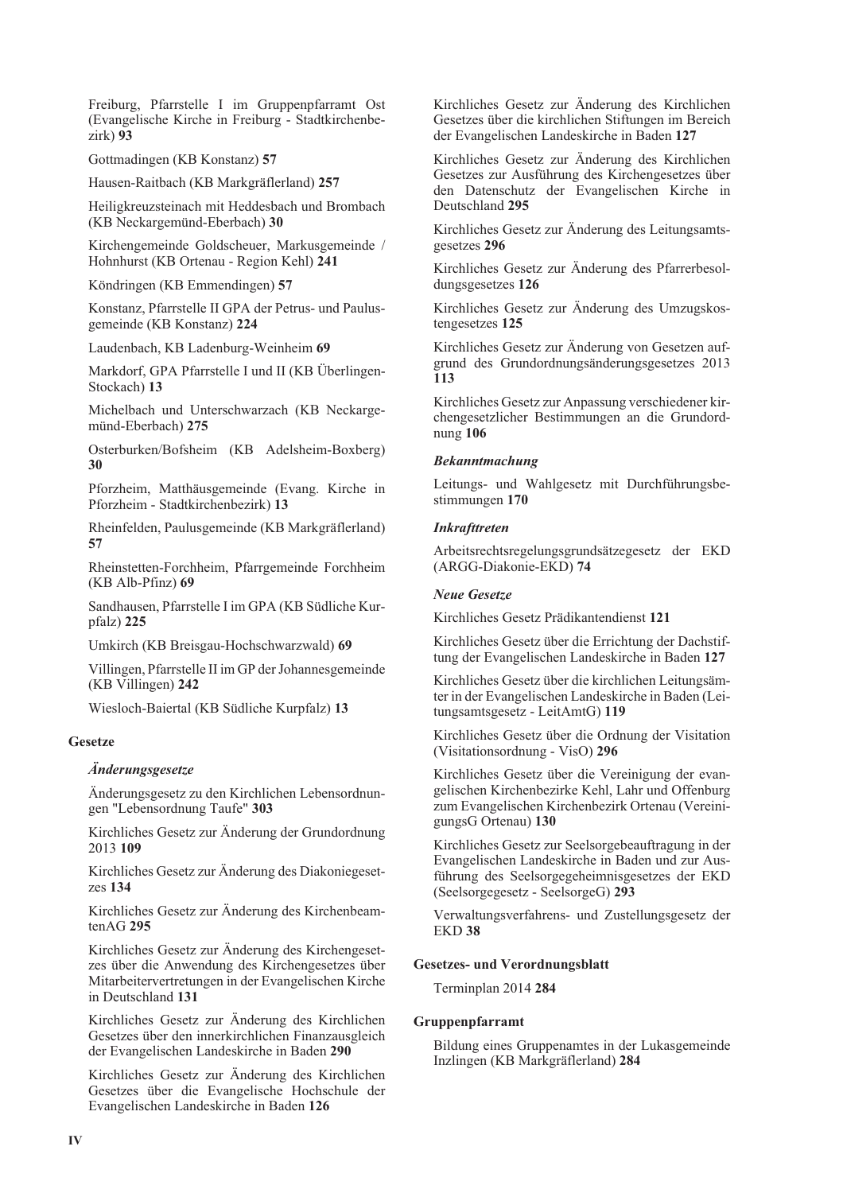Freiburg, Pfarrstelle I im Gruppenpfarramt Ost (Evangelische Kirche in Freiburg - Stadtkirchenbezirk) **93**

Gottmadingen (KB Konstanz) **57**

Hausen-Raitbach (KB Markgräflerland) **257**

Heiligkreuzsteinach mit Heddesbach und Brombach (KB Neckargemünd-Eberbach) **30**

Kirchengemeinde Goldscheuer, Markusgemeinde / Hohnhurst (KB Ortenau - Region Kehl) **241**

Köndringen (KB Emmendingen) **57**

Konstanz, Pfarrstelle II GPA der Petrus- und Paulusgemeinde (KB Konstanz) **224**

Laudenbach, KB Ladenburg-Weinheim **69**

Markdorf, GPA Pfarrstelle I und II (KB Überlingen-Stockach) **13**

Michelbach und Unterschwarzach (KB Neckargemünd-Eberbach) **275**

Osterburken/Bofsheim (KB Adelsheim-Boxberg) **30**

Pforzheim, Matthäusgemeinde (Evang. Kirche in Pforzheim - Stadtkirchenbezirk) **13**

Rheinfelden, Paulusgemeinde (KB Markgräflerland) **57**

Rheinstetten-Forchheim, Pfarrgemeinde Forchheim (KB Alb-Pfinz) **69**

Sandhausen, Pfarrstelle I im GPA (KB Südliche Kurpfalz) **225**

Umkirch (KB Breisgau-Hochschwarzwald) **69**

Villingen, Pfarrstelle II im GP der Johannesgemeinde (KB Villingen) **242**

Wiesloch-Baiertal (KB Südliche Kurpfalz) **13**

**Gesetze**

***Änderungsgesetze***

Änderungsgesetz zu den Kirchlichen Lebensordnungen "Lebensordnung Taufe" **303**

Kirchliches Gesetz zur Änderung der Grundordnung 2013 **109**

Kirchliches Gesetz zur Änderung des Diakoniegesetzes **134**

Kirchliches Gesetz zur Änderung des KirchenbeamtenAG **295**

Kirchliches Gesetz zur Änderung des Kirchengesetzes über die Anwendung des Kirchengesetzes über Mitarbeitervertretungen in der Evangelischen Kirche in Deutschland **131**

Kirchliches Gesetz zur Änderung des Kirchlichen Gesetzes über den innerkirchlichen Finanzausgleich der Evangelischen Landeskirche in Baden **290**

Kirchliches Gesetz zur Änderung des Kirchlichen Gesetzes über die Evangelische Hochschule der Evangelischen Landeskirche in Baden **126**

Kirchliches Gesetz zur Änderung des Kirchlichen Gesetzes über die kirchlichen Stiftungen im Bereich der Evangelischen Landeskirche in Baden **127**

Kirchliches Gesetz zur Änderung des Kirchlichen Gesetzes zur Ausführung des Kirchengesetzes über den Datenschutz der Evangelischen Kirche in Deutschland **295**

Kirchliches Gesetz zur Änderung des Leitungsamtsgesetzes **296**

Kirchliches Gesetz zur Änderung des Pfarrerbesoldungsgesetzes **126**

Kirchliches Gesetz zur Änderung des Umzugskostengesetzes **125**

Kirchliches Gesetz zur Änderung von Gesetzen aufgrund des Grundordnungsänderungsgesetzes 2013 **113**

Kirchliches Gesetz zur Anpassung verschiedener kirchengesetzlicher Bestimmungen an die Grundordnung **106**

***Bekanntmachung***

Leitungs- und Wahlgesetz mit Durchführungsbestimmungen **170**

***Inkrafttreten***

Arbeitsrechtsregelungsgrundsätzegesetz der EKD (ARGG-Diakonie-EKD) **74**

***Neue Gesetze***

Kirchliches Gesetz Prädikantendienst **121**

Kirchliches Gesetz über die Errichtung der Dachstiftung der Evangelischen Landeskirche in Baden **127**

Kirchliches Gesetz über die kirchlichen Leitungsämter in der Evangelischen Landeskirche in Baden (Leitungsamtsgesetz - LeitAmtG) **119**

Kirchliches Gesetz über die Ordnung der Visitation (Visitationsordnung - VisO) **296**

Kirchliches Gesetz über die Vereinigung der evangelischen Kirchenbezirke Kehl, Lahr und Offenburg zum Evangelischen Kirchenbezirk Ortenau (VereinigungsG Ortenau) **130**

Kirchliches Gesetz zur Seelsorgebeauftragung in der Evangelischen Landeskirche in Baden und zur Ausführung des Seelsorgegeheimnisgesetzes der EKD (Seelsorgegesetz - SeelsorgeG) **293**

Verwaltungsverfahrens- und Zustellungsgesetz der EKD **38**

**Gesetzes- und Verordnungsblatt**

Terminplan 2014 **284**

**Gruppenpfarramt**

Bildung eines Gruppenamtes in der Lukasgemeinde Inzlingen (KB Markgräflerland) **284**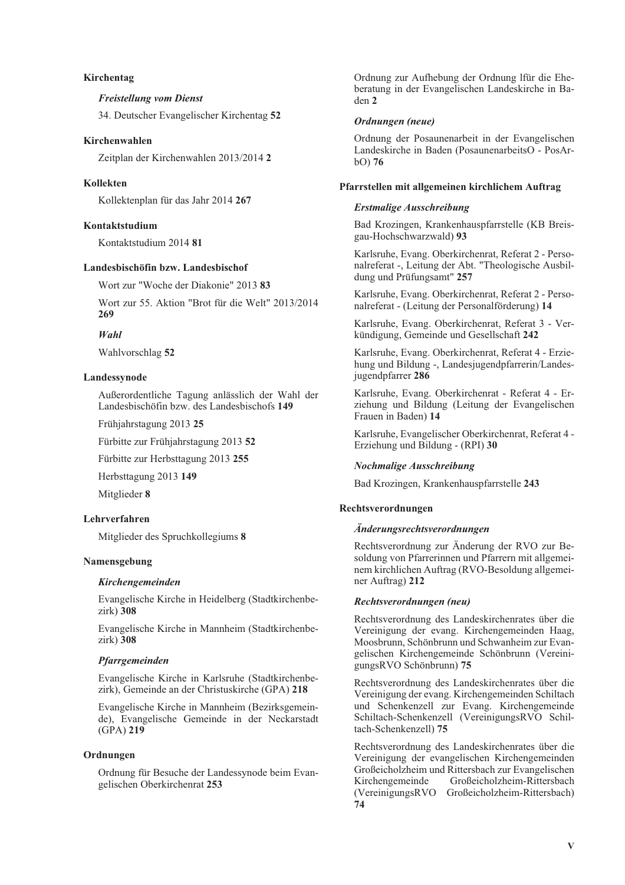**Kirchentag**

*Freistellung vom Dienst*

34. Deutscher Evangelischer Kirchentag **52**

**Kirchenwahlen**

Zeitplan der Kirchenwahlen 2013/2014 **2**

**Kollekten**

Kollektenplan für das Jahr 2014 **267**

**Kontaktstudium**

Kontaktstudium 2014 **81**

**Landesbischöfin bzw. Landesbischof**

Wort zur "Woche der Diakonie" 2013 **83**

Wort zur 55. Aktion "Brot für die Welt" 2013/2014 **269**

*Wahl*

Wahlvorschlag **52**

**Landessynode**

Außerordentliche Tagung anlässlich der Wahl der Landesbischöfin bzw. des Landesbischofs **149**

Frühjahrstagung 2013 **25**

Fürbitte zur Frühjahrstagung 2013 **52**

Fürbitte zur Herbsttagung 2013 **255**

Herbsttagung 2013 **149**

Mitglieder **8**

**Lehrverfahren**

Mitglieder des Spruchkollegiums **8**

**Namensgebung**

*Kirchengemeinden*

Evangelische Kirche in Heidelberg (Stadtkirchenbezirk) **308**

Evangelische Kirche in Mannheim (Stadtkirchenbezirk) **308**

*Pfarrgemeinden*

Evangelische Kirche in Karlsruhe (Stadtkirchenbezirk), Gemeinde an der Christuskirche (GPA) **218**

Evangelische Kirche in Mannheim (Bezirksgemeinde), Evangelische Gemeinde in der Neckarstadt (GPA) **219**

**Ordnungen**

Ordnung für Besuche der Landessynode beim Evangelischen Oberkirchenrat **253**

Ordnung zur Aufhebung der Ordnung lfür die Eheberatung in der Evangelischen Landeskirche in Baden **2**

*Ordnungen (neue)*

Ordnung der Posaunenarbeit in der Evangelischen Landeskirche in Baden (PosaunenarbeitsO - PosArbO) **76**

**Pfarrstellen mit allgemeinen kirchlichem Auftrag**

*Erstmalige Ausschreibung*

Bad Krozingen, Krankenhauspfarrstelle (KB Breisgau-Hochschwarzwald) **93**

Karlsruhe, Evang. Oberkirchenrat, Referat 2 - Personalreferat -, Leitung der Abt. "Theologische Ausbildung und Prüfungsamt" **257**

Karlsruhe, Evang. Oberkirchenrat, Referat 2 - Personalreferat - (Leitung der Personalförderung) **14**

Karlsruhe, Evang. Oberkirchenrat, Referat 3 - Verkündigung, Gemeinde und Gesellschaft **242**

Karlsruhe, Evang. Oberkirchenrat, Referat 4 - Erziehung und Bildung -, Landesjugendpfarrerin/Landesjugendpfarrer **286**

Karlsruhe, Evang. Oberkirchenrat - Referat 4 - Erziehung und Bildung (Leitung der Evangelischen Frauen in Baden) **14**

Karlsruhe, Evangelischer Oberkirchenrat, Referat 4 - Erziehung und Bildung - (RPI) **30**

*Nochmalige Ausschreibung*

Bad Krozingen, Krankenhauspfarrstelle **243**

**Rechtsverordnungen**

*Änderungsrechtsverordnungen*

Rechtsverordnung zur Änderung der RVO zur Besoldung von Pfarrerinnen und Pfarrern mit allgemeinem kirchlichen Auftrag (RVO-Besoldung allgemeiner Auftrag) **212**

*Rechtsverordnungen (neu)*

Rechtsverordnung des Landeskirchenrates über die Vereinigung der evang. Kirchengemeinden Haag, Moosbrunn, Schönbrunn und Schwanheim zur Evangelischen Kirchengemeinde Schönbrunn (VereinigungsRVO Schönbrunn) **75**

Rechtsverordnung des Landeskirchenrates über die Vereinigung der evang. Kirchengemeinden Schiltach und Schenkenzell zur Evang. Kirchengemeinde Schiltach-Schenkenzell (VereinigungsRVO Schiltach-Schenkenzell) **75**

Rechtsverordnung des Landeskirchenrates über die Vereinigung der evangelischen Kirchengemeinden Großeicholzheim und Rittersbach zur Evangelischen Kirchengemeinde Großeicholzheim-Rittersbach (VereinigungsRVO Großeicholzheim-Rittersbach) **74**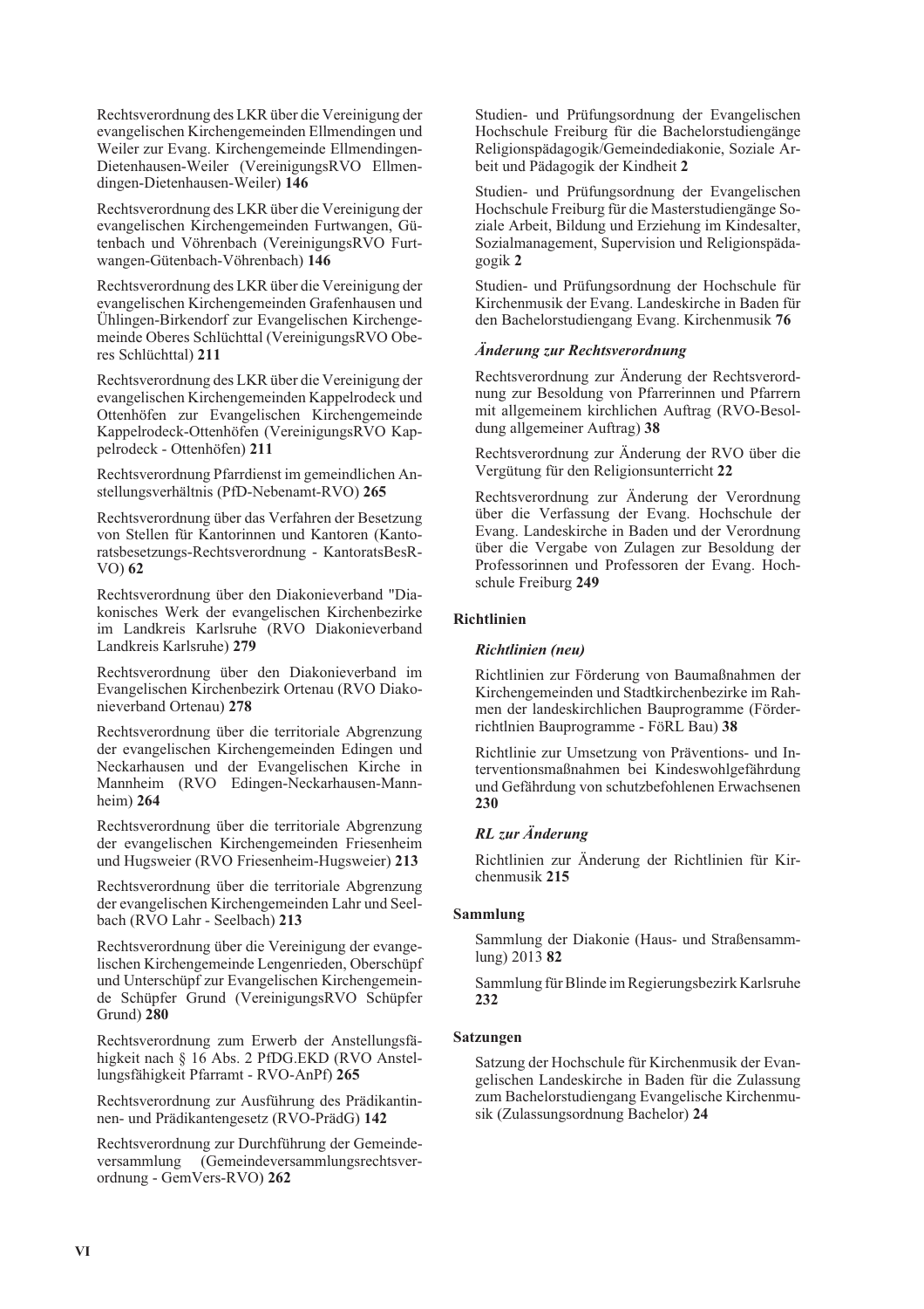Rechtsverordnung des LKR über die Vereinigung der evangelischen Kirchengemeinden Ellmendingen und Weiler zur Evang. Kirchengemeinde Ellmendingen-Dietenhausen-Weiler (VereinigungsRVO Ellmendingen-Dietenhausen-Weiler) **146**

Rechtsverordnung des LKR über die Vereinigung der evangelischen Kirchengemeinden Furtwangen, Gütenbach und Vöhrenbach (VereinigungsRVO Furtwangen-Gütenbach-Vöhrenbach) **146**

Rechtsverordnung des LKR über die Vereinigung der evangelischen Kirchengemeinden Grafenhausen und Ühlingen-Birkendorf zur Evangelischen Kirchengemeinde Oberes Schlüchttal (VereinigungsRVO Oberes Schlüchttal) **211**

Rechtsverordnung des LKR über die Vereinigung der evangelischen Kirchengemeinden Kappelrodeck und Ottenhöfen zur Evangelischen Kirchengemeinde Kappelrodeck-Ottenhöfen (VereinigungsRVO Kappelrodeck - Ottenhöfen) **211**

Rechtsverordnung Pfarrdienst im gemeindlichen Anstellungsverhältnis (PfD-Nebenamt-RVO) **265**

Rechtsverordnung über das Verfahren der Besetzung von Stellen für Kantorinnen und Kantoren (Kantoratsbesetzungs-Rechtsverordnung - KantoratsBesR-VO) **62**

Rechtsverordnung über den Diakonieverband "Diakonisches Werk der evangelischen Kirchenbezirke im Landkreis Karlsruhe (RVO Diakonieverband Landkreis Karlsruhe) **279**

Rechtsverordnung über den Diakonieverband im Evangelischen Kirchenbezirk Ortenau (RVO Diakonieverband Ortenau) **278**

Rechtsverordnung über die territoriale Abgrenzung der evangelischen Kirchengemeinden Edingen und Neckarhausen und der Evangelischen Kirche in Mannheim (RVO Edingen-Neckarhausen-Mannheim) **264**

Rechtsverordnung über die territoriale Abgrenzung der evangelischen Kirchengemeinden Friesenheim und Hugsweier (RVO Friesenheim-Hugsweier) **213**

Rechtsverordnung über die territoriale Abgrenzung der evangelischen Kirchengemeinden Lahr und Seelbach (RVO Lahr - Seelbach) **213**

Rechtsverordnung über die Vereinigung der evangelischen Kirchengemeinde Lengenrieden, Oberschüpf und Unterschüpf zur Evangelischen Kirchengemeinde Schüpfer Grund (VereinigungsRVO Schüpfer Grund) **280**

Rechtsverordnung zum Erwerb der Anstellungsfähigkeit nach § 16 Abs. 2 PfDG.EKD (RVO Anstellungsfähigkeit Pfarramt - RVO-AnPf) **265**

Rechtsverordnung zur Ausführung des Prädikantinnen- und Prädikantengesetz (RVO-PrädG) **142**

Rechtsverordnung zur Durchführung der Gemeindeversammlung (Gemeindeversammlungsrechtsverordnung - GemVers-RVO) **262**

Studien- und Prüfungsordnung der Evangelischen Hochschule Freiburg für die Bachelorstudiengänge Religionspädagogik/Gemeindediakonie, Soziale Arbeit und Pädagogik der Kindheit **2**

Studien- und Prüfungsordnung der Evangelischen Hochschule Freiburg für die Masterstudiengänge Soziale Arbeit, Bildung und Erziehung im Kindesalter, Sozialmanagement, Supervision und Religionspädagogik **2**

Studien- und Prüfungsordnung der Hochschule für Kirchenmusik der Evang. Landeskirche in Baden für den Bachelorstudiengang Evang. Kirchenmusik **76**

#### *Änderung zur Rechtsverordnung*

Rechtsverordnung zur Änderung der Rechtsverordnung zur Besoldung von Pfarrerinnen und Pfarrern mit allgemeinem kirchlichen Auftrag (RVO-Besoldung allgemeiner Auftrag) **38**

Rechtsverordnung zur Änderung der RVO über die Vergütung für den Religionsunterricht **22**

Rechtsverordnung zur Änderung der Verordnung über die Verfassung der Evang. Hochschule der Evang. Landeskirche in Baden und der Verordnung über die Vergabe von Zulagen zur Besoldung der Professorinnen und Professoren der Evang. Hochschule Freiburg **249**

### Richtlinien

#### *Richtlinien (neu)*

Richtlinien zur Förderung von Baumaßnahmen der Kirchengemeinden und Stadtkirchenbezirke im Rahmen der landeskirchlichen Bauprogramme (Förderrichtlnien Bauprogramme - FöRL Bau) **38**

Richtlinie zur Umsetzung von Präventions- und Interventionsmaßnahmen bei Kindeswohlgefährdung und Gefährdung von schutzbefohlenen Erwachsenen **230**

#### *RL zur Änderung*

Richtlinien zur Änderung der Richtlinien für Kirchenmusik **215**

### Sammlung

Sammlung der Diakonie (Haus- und Straßensammlung) 2013 **82**

Sammlung für Blinde im Regierungsbezirk Karlsruhe **232**

### Satzungen

Satzung der Hochschule für Kirchenmusik der Evangelischen Landeskirche in Baden für die Zulassung zum Bachelorstudiengang Evangelische Kirchenmusik (Zulassungsordnung Bachelor) **24**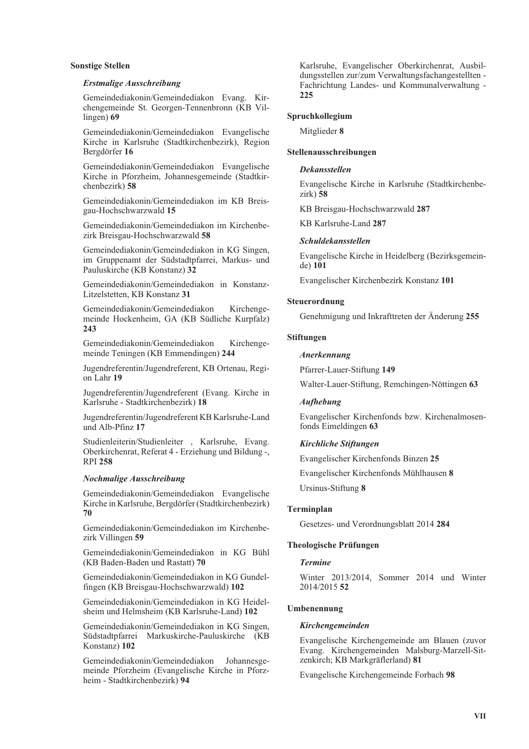**Sonstige Stellen**

*Erstmalige Ausschreibung*

Gemeindediakonin/Gemeindediakon Evang. Kirchengemeinde St. Georgen-Tennenbronn (KB Villingen) **69**

Gemeindediakonin/Gemeindediakon Evangelische Kirche in Karlsruhe (Stadtkirchenbezirk), Region Bergdörfer **16**

Gemeindediakonin/Gemeindediakon Evangelische Kirche in Pforzheim, Johannesgemeinde (Stadtkirchenbezirk) **58**

Gemeindediakonin/Gemeindediakon im KB Breisgau-Hochschwarzwald **15**

Gemeindediakonin/Gemeindediakon im Kirchenbezirk Breisgau-Hochschwarzwald **58**

Gemeindediakonin/Gemeindediakon in KG Singen, im Gruppenamt der Südstadtpfarrei, Markus- und Pauluskirche (KB Konstanz) **32**

Gemeindediakonin/Gemeindediakon in Konstanz-Litzelstetten, KB Konstanz **31**

Gemeindediakonin/Gemeindediakon Kirchengemeinde Hockenheim, GA (KB Südliche Kurpfalz) **243**

Gemeindediakonin/Gemeindediakon Kirchengemeinde Teningen (KB Emmendingen) **244**

Jugendreferentin/Jugendreferent, KB Ortenau, Region Lahr **19**

Jugendreferentin/Jugendreferent (Evang. Kirche in Karlsruhe - Stadtkirchenbezirk) **18**

Jugendreferentin/Jugendreferent KB Karlsruhe-Land und Alb-Pfinz **17**

Studienleiterin/Studienleiter , Karlsruhe, Evang. Oberkirchenrat, Referat 4 - Erziehung und Bildung -, RPI **258**

*Nochmalige Ausschreibung*

Gemeindediakonin/Gemeindediakon Evangelische Kirche in Karlsruhe, Bergdörfer (Stadtkirchenbezirk) **70**

Gemeindediakonin/Gemeindediakon im Kirchenbezirk Villingen **59**

Gemeindediakonin/Gemeindediakon in KG Bühl (KB Baden-Baden und Rastatt) **70**

Gemeindediakonin/Gemeindediakon in KG Gundelfingen (KB Breisgau-Hochschwarzwald) **102**

Gemeindediakonin/Gemeindediakon in KG Heidelsheim und Helmsheim (KB Karlsruhe-Land) **102**

Gemeindediakonin/Gemeindediakon in KG Singen, Südstadtpfarrei Markuskirche-Pauluskirche (KB Konstanz) **102**

Gemeindediakonin/Gemeindediakon Johannesgemeinde Pforzheim (Evangelische Kirche in Pforzheim - Stadtkirchenbezirk) **94**

Karlsruhe, Evangelischer Oberkirchenrat, Ausbildungsstellen zur/zum Verwaltungsfachangestellten - Fachrichtung Landes- und Kommunalverwaltung - **225**

**Spruchkollegium**

Mitglieder **8**

**Stellenausschreibungen**

*Dekansstellen*

Evangelische Kirche in Karlsruhe (Stadtkirchenbezirk) **58**

KB Breisgau-Hochschwarzwald **287**

KB Karlsruhe-Land **287**

*Schuldekansstellen*

Evangelische Kirche in Heidelberg (Bezirksgemeinde) **101**

Evangelischer Kirchenbezirk Konstanz **101**

**Steuerordnung**

Genehmigung und Inkrafttreten der Änderung **255**

**Stiftungen**

*Anerkennung*

Pfarrer-Lauer-Stiftung **149**

Walter-Lauer-Stiftung, Remchingen-Nöttingen **63**

*Aufhebung*

Evangelischer Kirchenfonds bzw. Kirchenalmosenfonds Eimeldingen **63**

*Kirchliche Stiftungen*

Evangelischer Kirchenfonds Binzen **25**

Evangelischer Kirchenfonds Mühlhausen **8**

Ursinus-Stiftung **8**

**Terminplan**

Gesetzes- und Verordnungsblatt 2014 **284**

**Theologische Prüfungen**

*Termine*

Winter 2013/2014, Sommer 2014 und Winter 2014/2015 **52**

**Umbenennung**

*Kirchengemeinden*

Evangelische Kirchengemeinde am Blauen (zuvor Evang. Kirchengemeinden Malsburg-Marzell-Sitzenkirch; KB Markgräflerland) **81**

Evangelische Kirchengemeinde Forbach **98**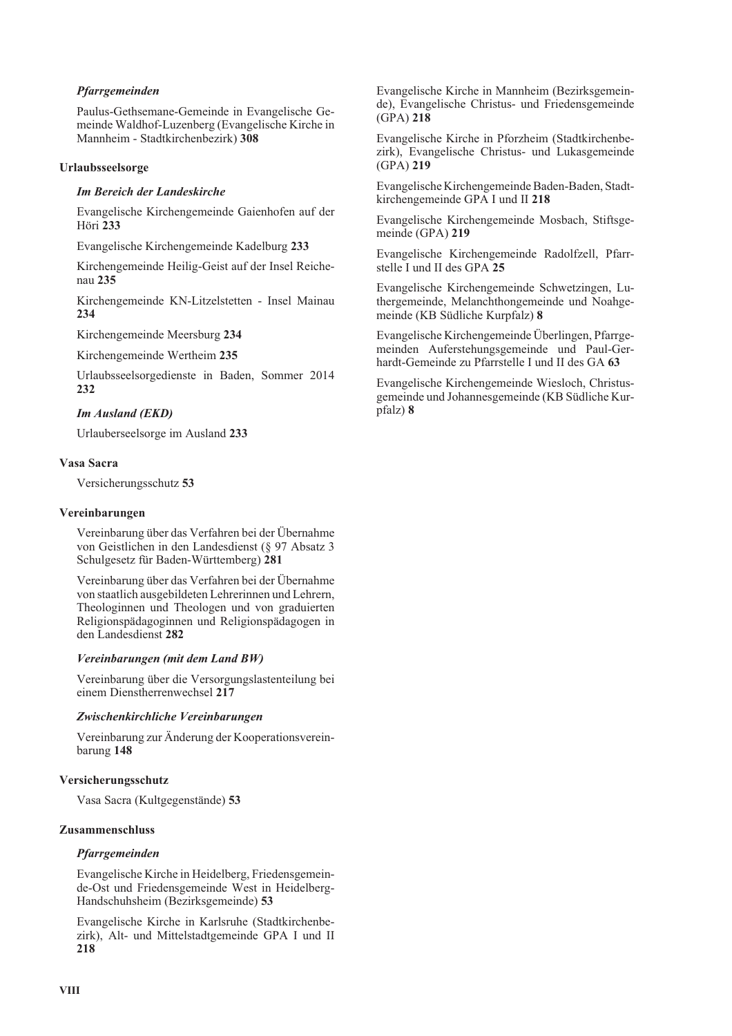*Pfarrgemeinden*

Paulus-Gethsemane-Gemeinde in Evangelische Gemeinde Waldhof-Luzenberg (Evangelische Kirche in Mannheim - Stadtkirchenbezirk) **308**

**Urlaubsseelsorge**

*Im Bereich der Landeskirche*

Evangelische Kirchengemeinde Gaienhofen auf der Höri **233**

Evangelische Kirchengemeinde Kadelburg **233**

Kirchengemeinde Heilig-Geist auf der Insel Reichenau **235**

Kirchengemeinde KN-Litzelstetten - Insel Mainau **234**

Kirchengemeinde Meersburg **234**

Kirchengemeinde Wertheim **235**

Urlaubsseelsorgedienste in Baden, Sommer 2014 **232**

*Im Ausland (EKD)*

Urlauberseelsorge im Ausland **233**

**Vasa Sacra**

Versicherungsschutz **53**

**Vereinbarungen**

Vereinbarung über das Verfahren bei der Übernahme von Geistlichen in den Landesdienst (§ 97 Absatz 3 Schulgesetz für Baden-Württemberg) **281**

Vereinbarung über das Verfahren bei der Übernahme von staatlich ausgebildeten Lehrerinnen und Lehrern, Theologinnen und Theologen und von graduierten Religionspädagoginnen und Religionspädagogen in den Landesdienst **282**

*Vereinbarungen (mit dem Land BW)*

Vereinbarung über die Versorgungslastenteilung bei einem Dienstherrenwechsel **217**

*Zwischenkirchliche Vereinbarungen*

Vereinbarung zur Änderung der Kooperationsvereinbarung **148**

**Versicherungsschutz**

Vasa Sacra (Kultgegenstände) **53**

**Zusammenschluss**

*Pfarrgemeinden*

Evangelische Kirche in Heidelberg, Friedensgemeinde-Ost und Friedensgemeinde West in Heidelberg-Handschuhsheim (Bezirksgemeinde) **53**

Evangelische Kirche in Karlsruhe (Stadtkirchenbezirk), Alt- und Mittelstadtgemeinde GPA I und II **218**

Evangelische Kirche in Mannheim (Bezirksgemeinde), Evangelische Christus- und Friedensgemeinde (GPA) **218**

Evangelische Kirche in Pforzheim (Stadtkirchenbezirk), Evangelische Christus- und Lukasgemeinde (GPA) **219**

Evangelische Kirchengemeinde Baden-Baden, Stadtkirchengemeinde GPA I und II **218**

Evangelische Kirchengemeinde Mosbach, Stiftsgemeinde (GPA) **219**

Evangelische Kirchengemeinde Radolfzell, Pfarrstelle I und II des GPA **25**

Evangelische Kirchengemeinde Schwetzingen, Luthergemeinde, Melanchthongemeinde und Noahgemeinde (KB Südliche Kurpfalz) **8**

Evangelische Kirchengemeinde Überlingen, Pfarrgemeinden Auferstehungsgemeinde und Paul-Gerhardt-Gemeinde zu Pfarrstelle I und II des GA **63**

Evangelische Kirchengemeinde Wiesloch, Christusgemeinde und Johannesgemeinde (KB Südliche Kurpfalz) **8**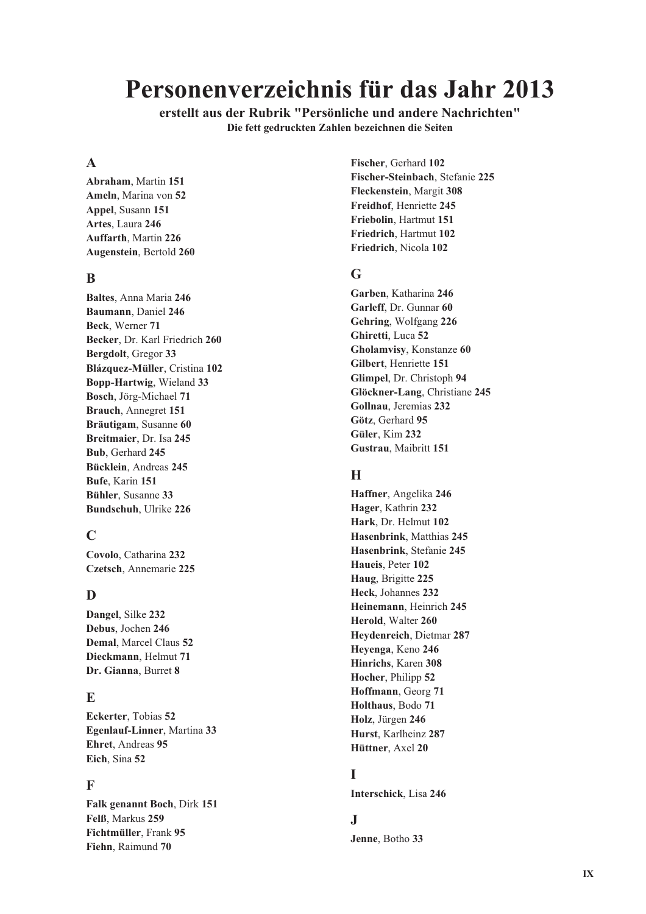# Personenverzeichnis für das Jahr 2013

**erstellt aus der Rubrik "Persönliche und andere Nachrichten"**

**Die fett gedruckten Zahlen bezeichnen die Seiten**

## A

**Abraham**, Martin **151**
**Ameln**, Marina von **52**
**Appel**, Susann **151**
**Artes**, Laura **246**
**Auffarth**, Martin **226**
**Augenstein**, Bertold **260**

## B

**Baltes**, Anna Maria **246**
**Baumann**, Daniel **246**
**Beck**, Werner **71**
**Becker**, Dr. Karl Friedrich **260**
**Bergdolt**, Gregor **33**
**Blázquez-Müller**, Cristina **102**
**Bopp-Hartwig**, Wieland **33**
**Bosch**, Jörg-Michael **71**
**Brauch**, Annegret **151**
**Bräutigam**, Susanne **60**
**Breitmaier**, Dr. Isa **245**
**Bub**, Gerhard **245**
**Bücklein**, Andreas **245**
**Bufe**, Karin **151**
**Bühler**, Susanne **33**
**Bundschuh**, Ulrike **226**

## C

**Covolo**, Catharina **232**
**Czetsch**, Annemarie **225**

## D

**Dangel**, Silke **232**
**Debus**, Jochen **246**
**Demal**, Marcel Claus **52**
**Dieckmann**, Helmut **71**
**Dr. Gianna**, Burret **8**

## E

**Eckerter**, Tobias **52**
**Egenlauf-Linner**, Martina **33**
**Ehret**, Andreas **95**
**Eich**, Sina **52**

## F

**Falk genannt Boch**, Dirk **151**
**Felß**, Markus **259**
**Fichtmüller**, Frank **95**
**Fiehn**, Raimund **70**
**Fischer**, Gerhard **102**
**Fischer-Steinbach**, Stefanie **225**
**Fleckenstein**, Margit **308**
**Freidhof**, Henriette **245**
**Friebolin**, Hartmut **151**
**Friedrich**, Hartmut **102**
**Friedrich**, Nicola **102**

## G

**Garben**, Katharina **246**
**Garleff**, Dr. Gunnar **60**
**Gehring**, Wolfgang **226**
**Ghiretti**, Luca **52**
**Gholamvisy**, Konstanze **60**
**Gilbert**, Henriette **151**
**Glimpel**, Dr. Christoph **94**
**Glöckner-Lang**, Christiane **245**
**Gollnau**, Jeremias **232**
**Götz**, Gerhard **95**
**Güler**, Kim **232**
**Gustrau**, Maibritt **151**

## H

**Haffner**, Angelika **246**
**Hager**, Kathrin **232**
**Hark**, Dr. Helmut **102**
**Hasenbrink**, Matthias **245**
**Hasenbrink**, Stefanie **245**
**Haueis**, Peter **102**
**Haug**, Brigitte **225**
**Heck**, Johannes **232**
**Heinemann**, Heinrich **245**
**Herold**, Walter **260**
**Heydenreich**, Dietmar **287**
**Heyenga**, Keno **246**
**Hinrichs**, Karen **308**
**Hocher**, Philipp **52**
**Hoffmann**, Georg **71**
**Holthaus**, Bodo **71**
**Holz**, Jürgen **246**
**Hurst**, Karlheinz **287**
**Hüttner**, Axel **20**

## I

**Interschick**, Lisa **246**

## J

**Jenne**, Botho **33**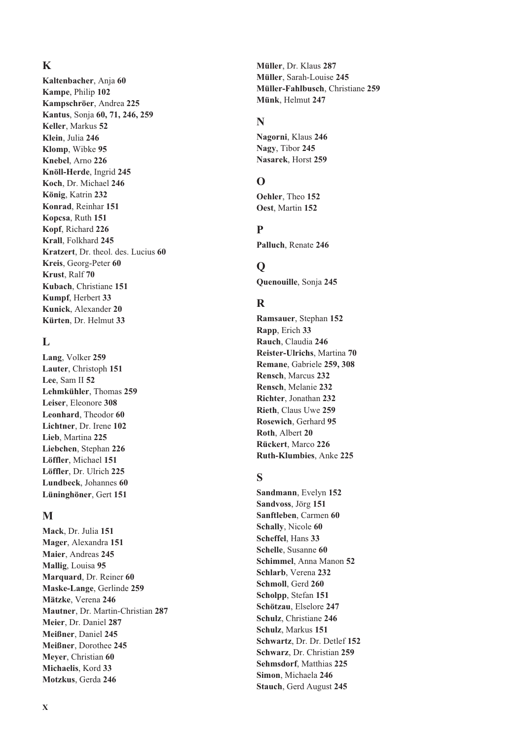## K

**Kaltenbacher**, Anja **60**
**Kampe**, Philip **102**
**Kampschröer**, Andrea **225**
**Kantus**, Sonja **60, 71, 246, 259**
**Keller**, Markus **52**
**Klein**, Julia **246**
**Klomp**, Wibke **95**
**Knebel**, Arno **226**
**Knöll-Herde**, Ingrid **245**
**Koch**, Dr. Michael **246**
**König**, Katrin **232**
**Konrad**, Reinhar **151**
**Kopcsa**, Ruth **151**
**Kopf**, Richard **226**
**Krall**, Folkhard **245**
**Kratzert**, Dr. theol. des. Lucius **60**
**Kreis**, Georg-Peter **60**
**Krust**, Ralf **70**
**Kubach**, Christiane **151**
**Kumpf**, Herbert **33**
**Kunick**, Alexander **20**
**Kürten**, Dr. Helmut **33**

## L

**Lang**, Volker **259**
**Lauter**, Christoph **151**
**Lee**, Sam II **52**
**Lehmkühler**, Thomas **259**
**Leiser**, Eleonore **308**
**Leonhard**, Theodor **60**
**Lichtner**, Dr. Irene **102**
**Lieb**, Martina **225**
**Liebchen**, Stephan **226**
**Löffler**, Michael **151**
**Löffler**, Dr. Ulrich **225**
**Lundbeck**, Johannes **60**
**Lüninghöner**, Gert **151**

## M

**Mack**, Dr. Julia **151**
**Mager**, Alexandra **151**
**Maier**, Andreas **245**
**Mallig**, Louisa **95**
**Marquard**, Dr. Reiner **60**
**Maske-Lange**, Gerlinde **259**
**Mätzke**, Verena **246**
**Mautner**, Dr. Martin-Christian **287**
**Meier**, Dr. Daniel **287**
**Meißner**, Daniel **245**
**Meißner**, Dorothee **245**
**Meyer**, Christian **60**
**Michaelis**, Kord **33**
**Motzkus**, Gerda **246**
**Müller**, Dr. Klaus **287**
**Müller**, Sarah-Louise **245**
**Müller-Fahlbusch**, Christiane **259**
**Münk**, Helmut **247**

## N

**Nagorni**, Klaus **246**
**Nagy**, Tibor **245**
**Nasarek**, Horst **259**

## O

**Oehler**, Theo **152**
**Oest**, Martin **152**

## P

**Palluch**, Renate **246**

## Q

**Quenouille**, Sonja **245**

## R

**Ramsauer**, Stephan **152**
**Rapp**, Erich **33**
**Rauch**, Claudia **246**
**Reister-Ulrichs**, Martina **70**
**Remane**, Gabriele **259, 308**
**Rensch**, Marcus **232**
**Rensch**, Melanie **232**
**Richter**, Jonathan **232**
**Rieth**, Claus Uwe **259**
**Rosewich**, Gerhard **95**
**Roth**, Albert **20**
**Rückert**, Marco **226**
**Ruth-Klumbies**, Anke **225**

## S

**Sandmann**, Evelyn **152**
**Sandvoss**, Jörg **151**
**Sanftleben**, Carmen **60**
**Schally**, Nicole **60**
**Scheffel**, Hans **33**
**Schelle**, Susanne **60**
**Schimmel**, Anna Manon **52**
**Schlarb**, Verena **232**
**Schmoll**, Gerd **260**
**Scholpp**, Stefan **151**
**Schötzau**, Elselore **247**
**Schulz**, Christiane **246**
**Schulz**, Markus **151**
**Schwartz**, Dr. Dr. Detlef **152**
**Schwarz**, Dr. Christian **259**
**Sehmsdorf**, Matthias **225**
**Simon**, Michaela **246**
**Stauch**, Gerd August **245**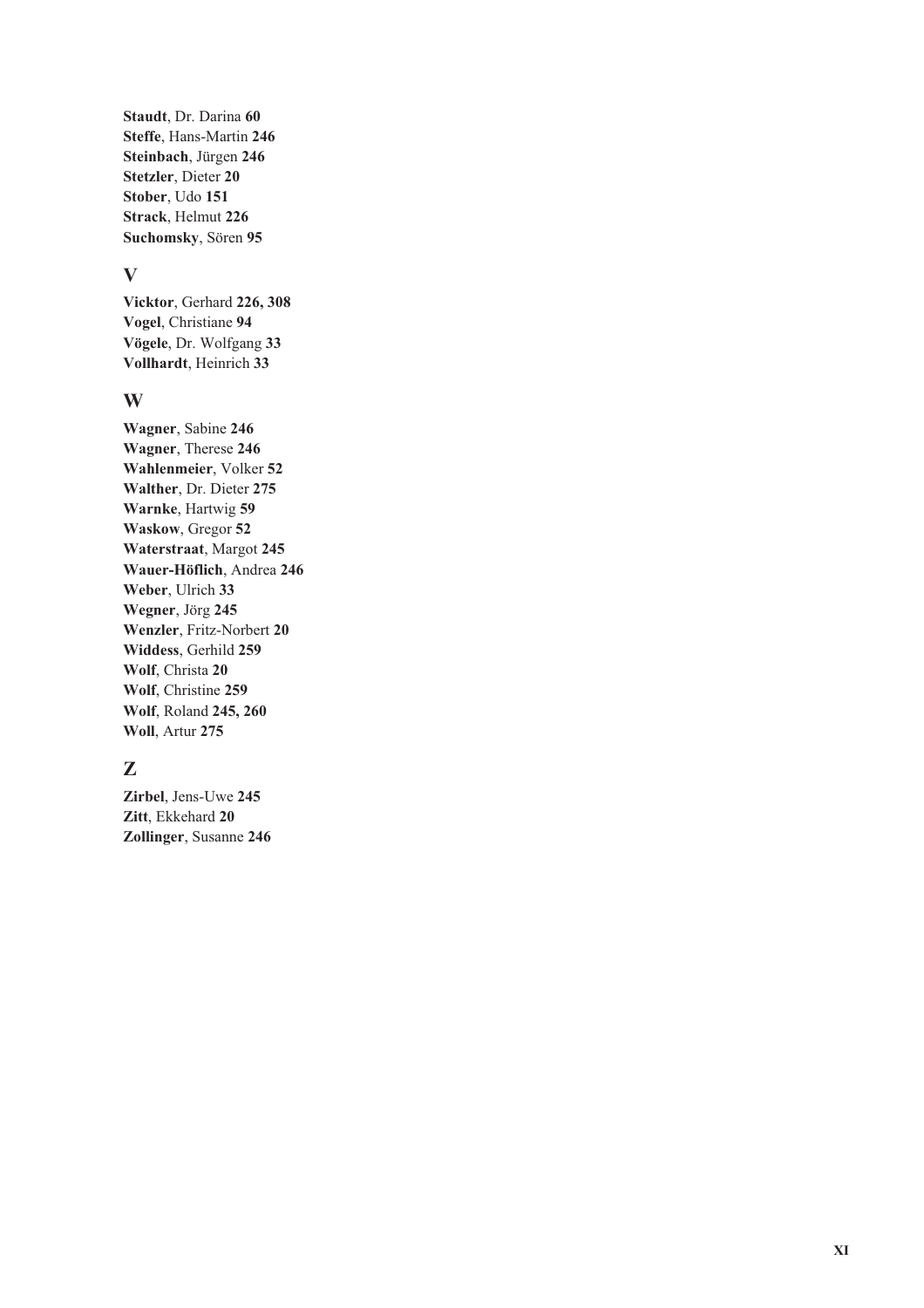**Staudt**, Dr. Darina **60**
**Steffe**, Hans-Martin **246**
**Steinbach**, Jürgen **246**
**Stetzler**, Dieter **20**
**Stober**, Udo **151**
**Strack**, Helmut **226**
**Suchomsky**, Sören **95**

## V

**Vicktor**, Gerhard **226, 308**
**Vogel**, Christiane **94**
**Vögele**, Dr. Wolfgang **33**
**Vollhardt**, Heinrich **33**

## W

**Wagner**, Sabine **246**
**Wagner**, Therese **246**
**Wahlenmeier**, Volker **52**
**Walther**, Dr. Dieter **275**
**Warnke**, Hartwig **59**
**Waskow**, Gregor **52**
**Waterstraat**, Margot **245**
**Wauer-Höflich**, Andrea **246**
**Weber**, Ulrich **33**
**Wegner**, Jörg **245**
**Wenzler**, Fritz-Norbert **20**
**Widdess**, Gerhild **259**
**Wolf**, Christa **20**
**Wolf**, Christine **259**
**Wolf**, Roland **245, 260**
**Woll**, Artur **275**

## Z

**Zirbel**, Jens-Uwe **245**
**Zitt**, Ekkehard **20**
**Zollinger**, Susanne **246**